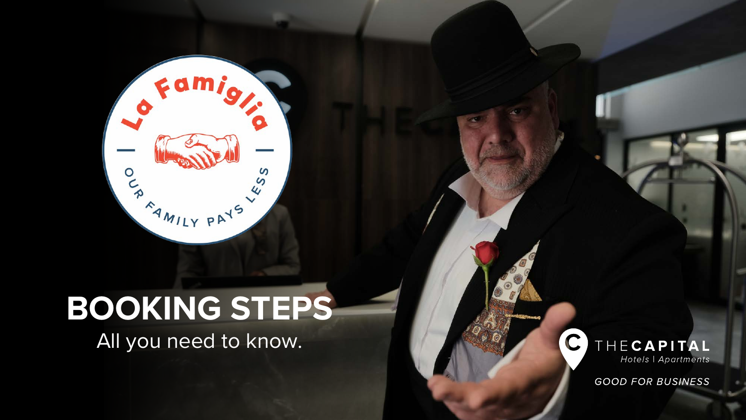# BOOKING STEPS

All you need to know.

La Famiglia

OUR FAMILY PAYS LESS

THE CAPITAL
*Hotels | Apartments*

*GOOD FOR BUSINESS*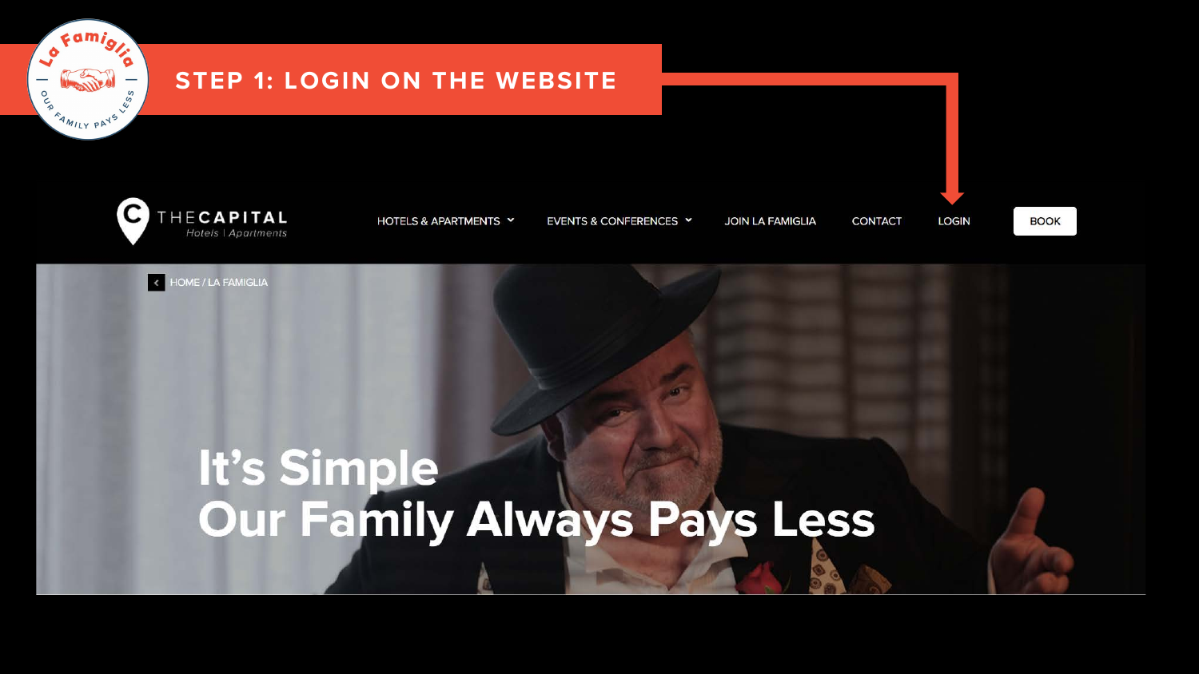# STEP 1: LOGIN ON THE WEBSITE

HOTELS & APARTMENTS | EVENTS & CONFERENCES | JOIN LA FAMIGLIA | CONTACT | LOGIN | BOOK

HOME / LA FAMIGLIA

It's Simple
Our Family Always Pays Less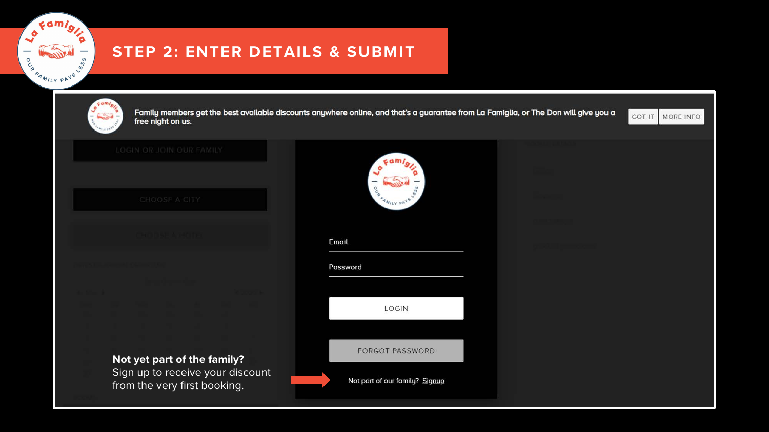## STEP 2: ENTER DETAILS & SUBMIT

Family members get the best available discounts anywhere online, and that's a guarantee from La Famiglia, or The Don will give you a free night on us.

GOT IT | MORE INFO

Email

Password

LOGIN

FORGOT PASSWORD

Not part of our family? Signup

**Not yet part of the family?**
Sign up to receive your discount from the very first booking.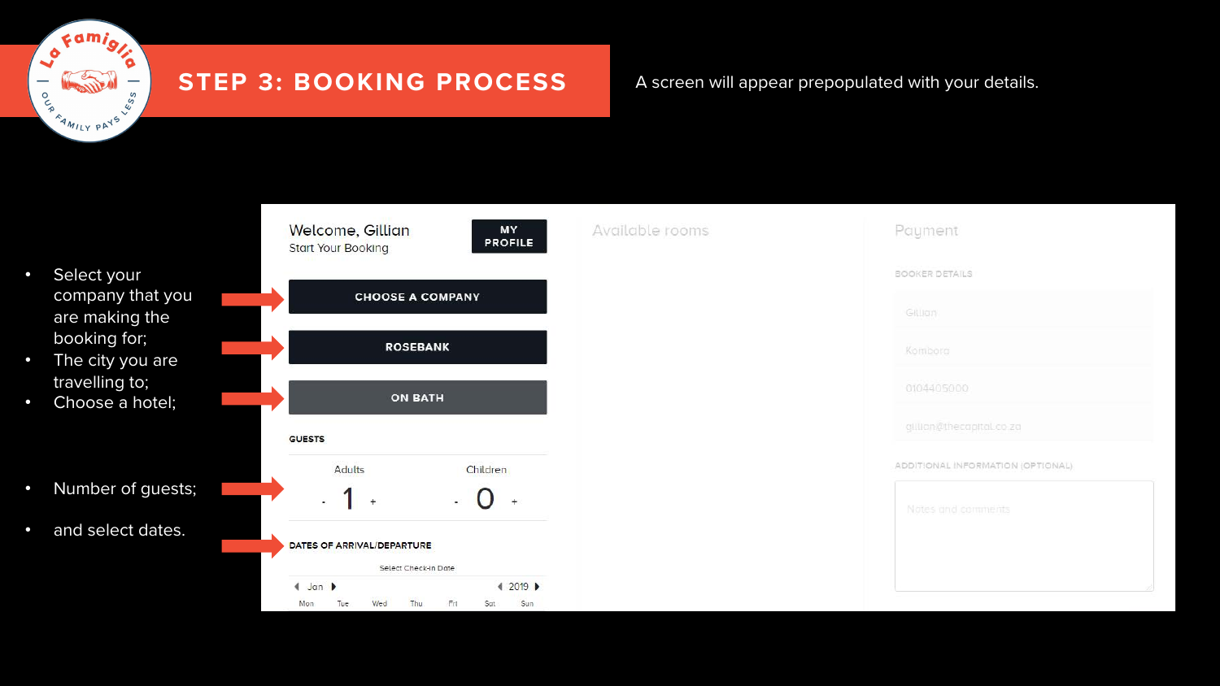# STEP 3: BOOKING PROCESS

A screen will appear prepopulated with your details.

- Select your company that you are making the booking for;
- The city you are travelling to;
- Choose a hotel;
- Number of guests;
- and select dates.

Welcome, Gillian
Start Your Booking

MY PROFILE

CHOOSE A COMPANY

ROSEBANK

ON BATH

GUESTS

| Adults | Children |
| --- | --- |
| - 1 + | - 0 + |

DATES OF ARRIVAL/DEPARTURE

Select Check-in Date

Jan | 2019

Mon Tue Wed Thu Fri Sat Sun

Available rooms

Payment

BOOKER DETAILS

Gillian

Kombora

0104405000

gillian@thecapital.co.za

ADDITIONAL INFORMATION (OPTIONAL)

Notes and comments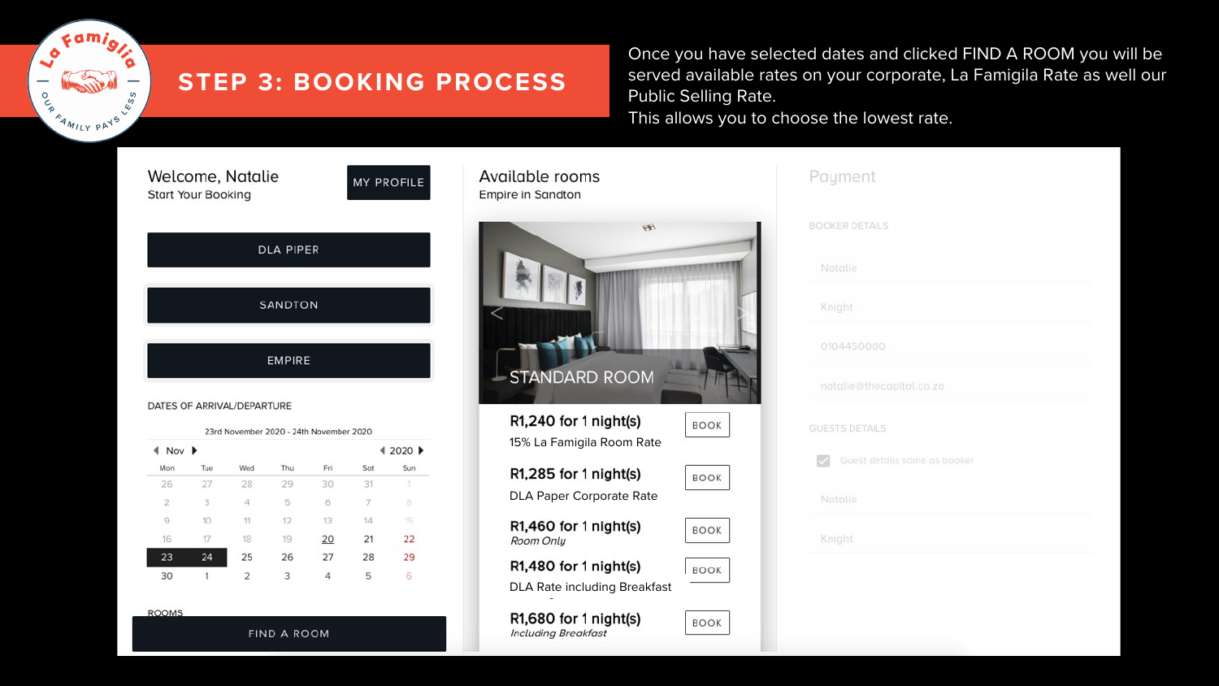# STEP 3: BOOKING PROCESS

Once you have selected dates and clicked FIND A ROOM you will be served available rates on your corporate, La Famigila Rate as well our Public Selling Rate.
This allows you to choose the lowest rate.

Welcome, Natalie
Start Your Booking

MY PROFILE

DLA PIPER

SANDTON

EMPIRE

DATES OF ARRIVAL/DEPARTURE

23rd November 2020 - 24th November 2020

Nov | 2020

| Mon | Tue | Wed | Thu | Fri | Sat | Sun |
|---|---|---|---|---|---|---|
| 26 | 27 | 28 | 29 | 30 | 31 | 1 |
| 2 | 3 | 4 | 5 | 6 | 7 | 8 |
| 9 | 10 | 11 | 12 | 13 | 14 | 15 |
| 16 | 17 | 18 | 19 | 20 | 21 | 22 |
| 23 | 24 | 25 | 26 | 27 | 28 | 29 |
| 30 | 1 | 2 | 3 | 4 | 5 | 6 |

ROOMS

FIND A ROOM

Available rooms
Empire in Sandton

STANDARD ROOM

**R1,240 for 1 night(s)** BOOK
15% La Famigila Room Rate

**R1,285 for 1 night(s)** BOOK
DLA Paper Corporate Rate

**R1,460 for 1 night(s)** BOOK
*Room Only*

**R1,480 for 1 night(s)** BOOK
DLA Rate including Breakfast

**R1,680 for 1 night(s)** BOOK
*Including Breakfast*

Payment

BOOKER DETAILS

Natalie

Knight

0104450000

natalie@thecapital.co.za

GUESTS DETAILS

Guest details same as booker

Natalie

Knight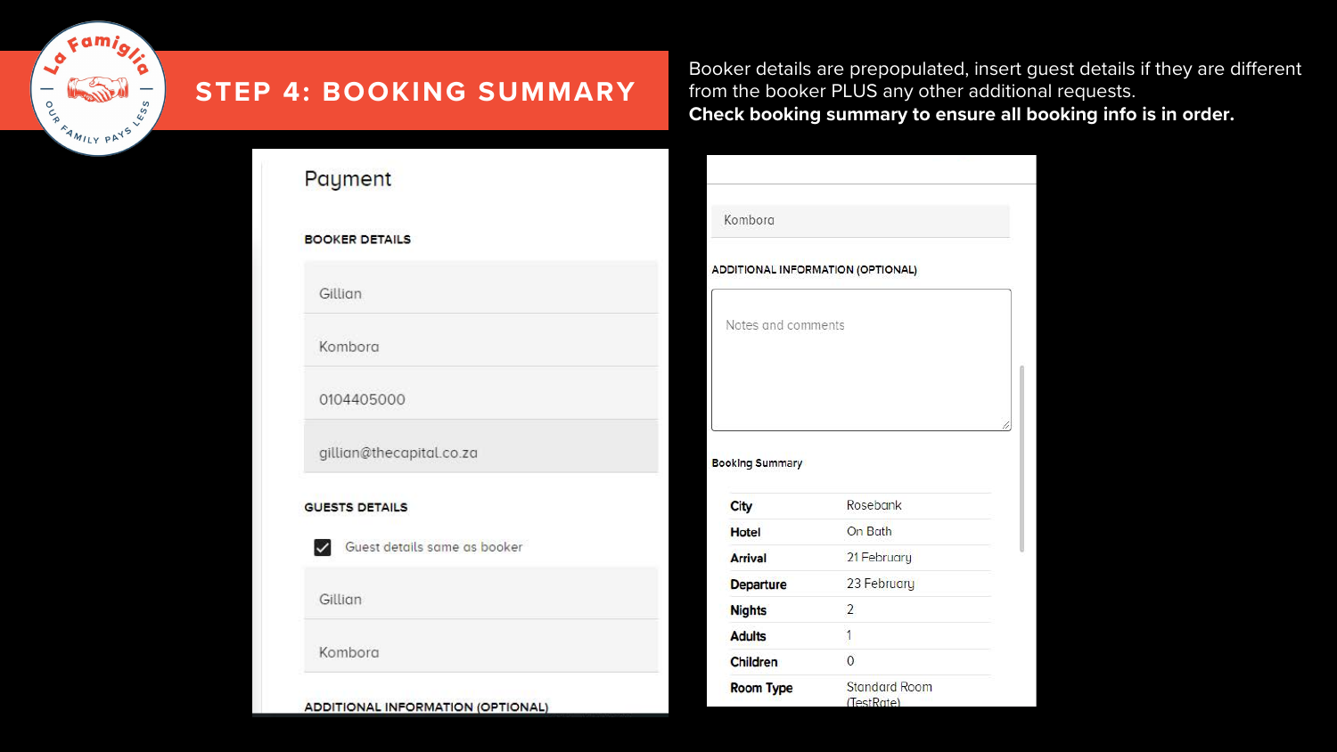# STEP 4: BOOKING SUMMARY

Booker details are prepopulated, insert guest details if they are different from the booker PLUS any other additional requests.
**Check booking summary to ensure all booking info is in order.**

## Payment

**BOOKER DETAILS**

Gillian

Kombora

0104405000

gillian@thecapital.co.za

**GUESTS DETAILS**

☑ Guest details same as booker

Gillian

Kombora

**ADDITIONAL INFORMATION (OPTIONAL)**

Kombora

**ADDITIONAL INFORMATION (OPTIONAL)**

Notes and comments

**Booking Summary**

| | |
|---|---|
| **City** | Rosebank |
| **Hotel** | On Bath |
| **Arrival** | 21 February |
| **Departure** | 23 February |
| **Nights** | 2 |
| **Adults** | 1 |
| **Children** | 0 |
| **Room Type** | Standard Room (TestRate) |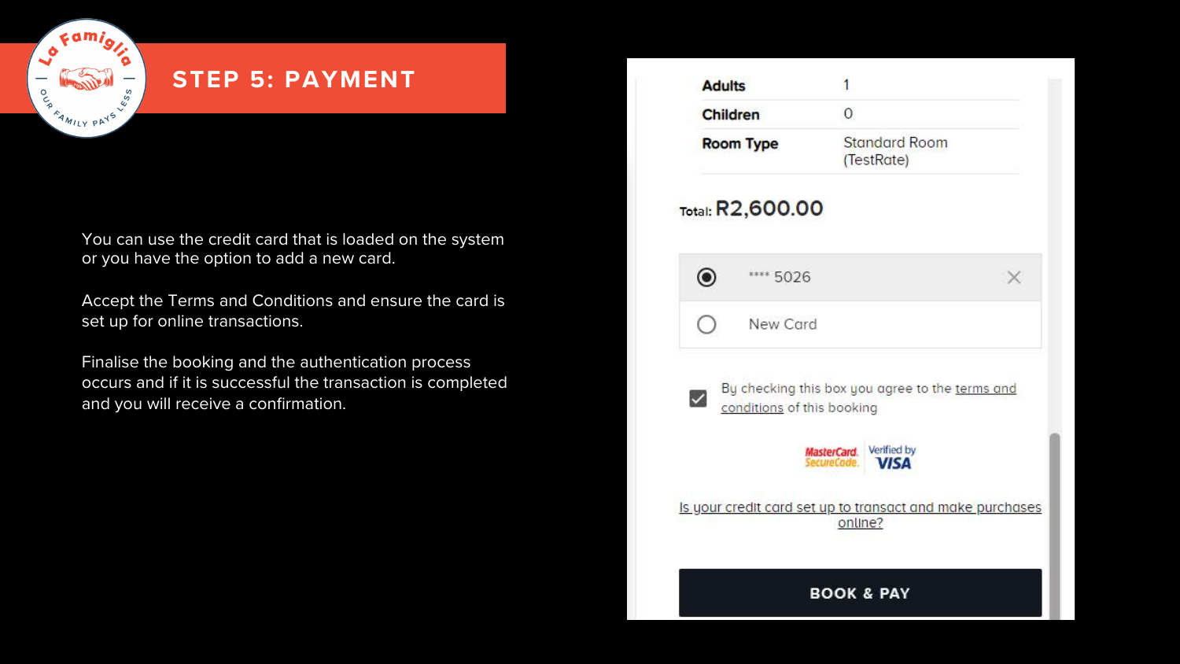# STEP 5: PAYMENT

You can use the credit card that is loaded on the system or you have the option to add a new card.

Accept the Terms and Conditions and ensure the card is set up for online transactions.

Finalise the booking and the authentication process occurs and if it is successful the transaction is completed and you will receive a confirmation.

| | |
|---|---|
| **Adults** | 1 |
| **Children** | 0 |
| **Room Type** | Standard Room (TestRate) |

Total: **R2,600.00**

- (selected) **** 5026
- New Card

☑ By checking this box you agree to the terms and conditions of this booking

MasterCard SecureCode | Verified by VISA

Is your credit card set up to transact and make purchases online?

**BOOK & PAY**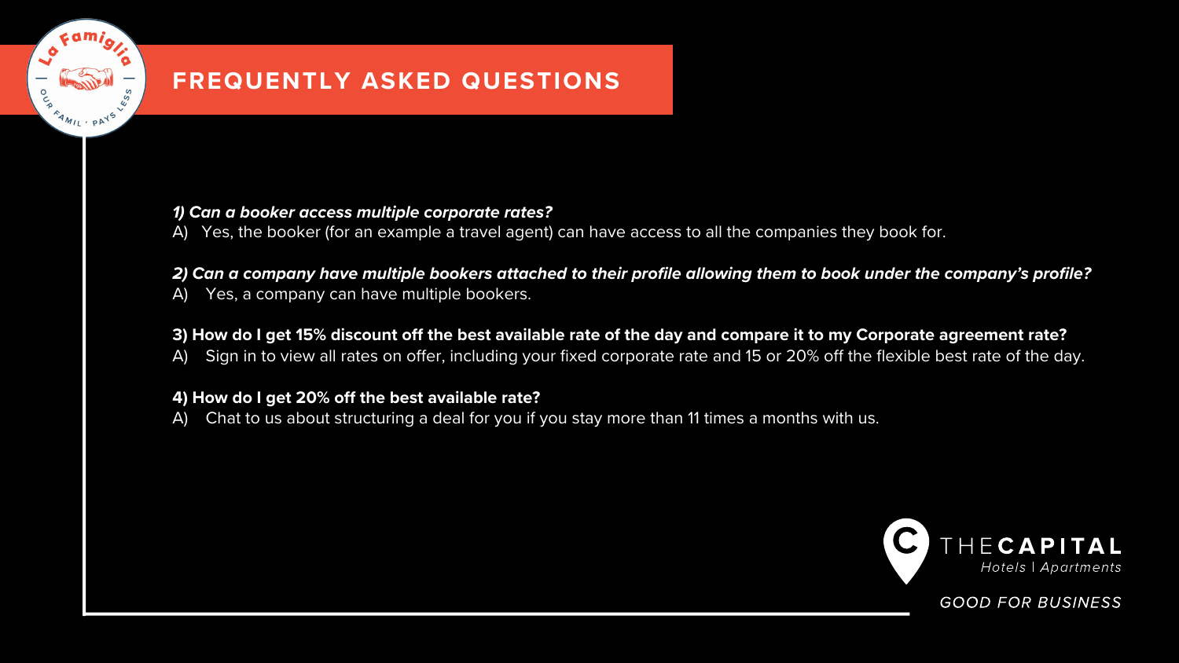## FREQUENTLY ASKED QUESTIONS

***1) Can a booker access multiple corporate rates?***

A) Yes, the booker (for an example a travel agent) can have access to all the companies they book for.

***2) Can a company have multiple bookers attached to their profile allowing them to book under the company's profile?***

A) Yes, a company can have multiple bookers.

**3) How do I get 15% discount off the best available rate of the day and compare it to my Corporate agreement rate?**

A) Sign in to view all rates on offer, including your fixed corporate rate and 15 or 20% off the flexible best rate of the day.

**4) How do I get 20% off the best available rate?**

A) Chat to us about structuring a deal for you if you stay more than 11 times a months with us.

THE CAPITAL Hotels | Apartments

GOOD FOR BUSINESS